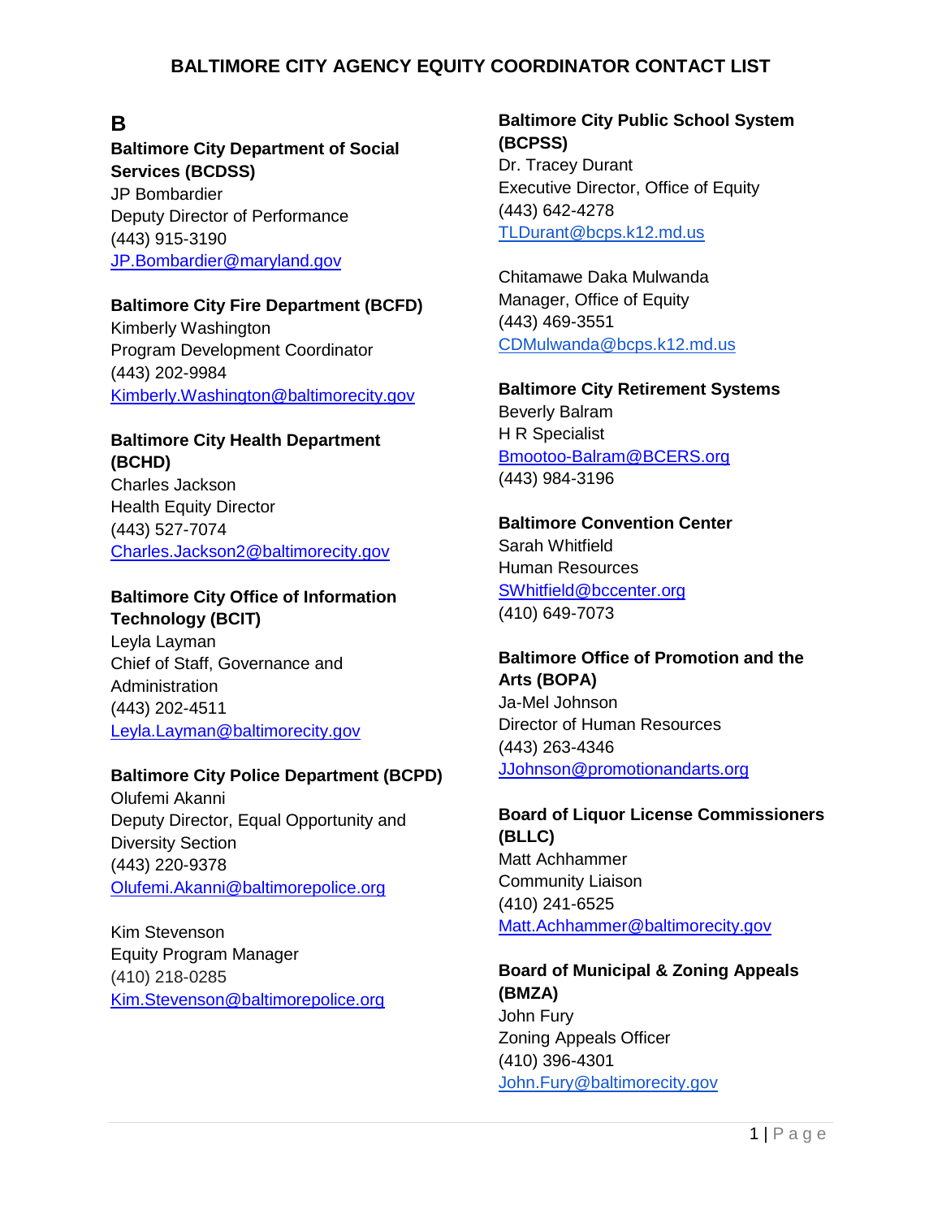# BALTIMORE CITY AGENCY EQUITY COORDINATOR CONTACT LIST

## B

**Baltimore City Department of Social Services (BCDSS)**
JP Bombardier
Deputy Director of Performance
(443) 915-3190
JP.Bombardier@maryland.gov

**Baltimore City Fire Department (BCFD)**
Kimberly Washington
Program Development Coordinator
(443) 202-9984
Kimberly.Washington@baltimorecity.gov

**Baltimore City Health Department (BCHD)**
Charles Jackson
Health Equity Director
(443) 527-7074
Charles.Jackson2@baltimorecity.gov

**Baltimore City Office of Information Technology (BCIT)**
Leyla Layman
Chief of Staff, Governance and Administration
(443) 202-4511
Leyla.Layman@baltimorecity.gov

**Baltimore City Police Department (BCPD)**
Olufemi Akanni
Deputy Director, Equal Opportunity and Diversity Section
(443) 220-9378
Olufemi.Akanni@baltimorepolice.org

Kim Stevenson
Equity Program Manager
(410) 218-0285
Kim.Stevenson@baltimorepolice.org

**Baltimore City Public School System (BCPSS)**
Dr. Tracey Durant
Executive Director, Office of Equity
(443) 642-4278
TLDurant@bcps.k12.md.us

Chitamawe Daka Mulwanda
Manager, Office of Equity
(443) 469-3551
CDMulwanda@bcps.k12.md.us

**Baltimore City Retirement Systems**
Beverly Balram
H R Specialist
Bmootoo-Balram@BCERS.org
(443) 984-3196

**Baltimore Convention Center**
Sarah Whitfield
Human Resources
SWhitfield@bccenter.org
(410) 649-7073

**Baltimore Office of Promotion and the Arts (BOPA)**
Ja-Mel Johnson
Director of Human Resources
(443) 263-4346
JJohnson@promotionandarts.org

**Board of Liquor License Commissioners (BLLC)**
Matt Achhammer
Community Liaison
(410) 241-6525
Matt.Achhammer@baltimorecity.gov

**Board of Municipal & Zoning Appeals (BMZA)**
John Fury
Zoning Appeals Officer
(410) 396-4301
John.Fury@baltimorecity.gov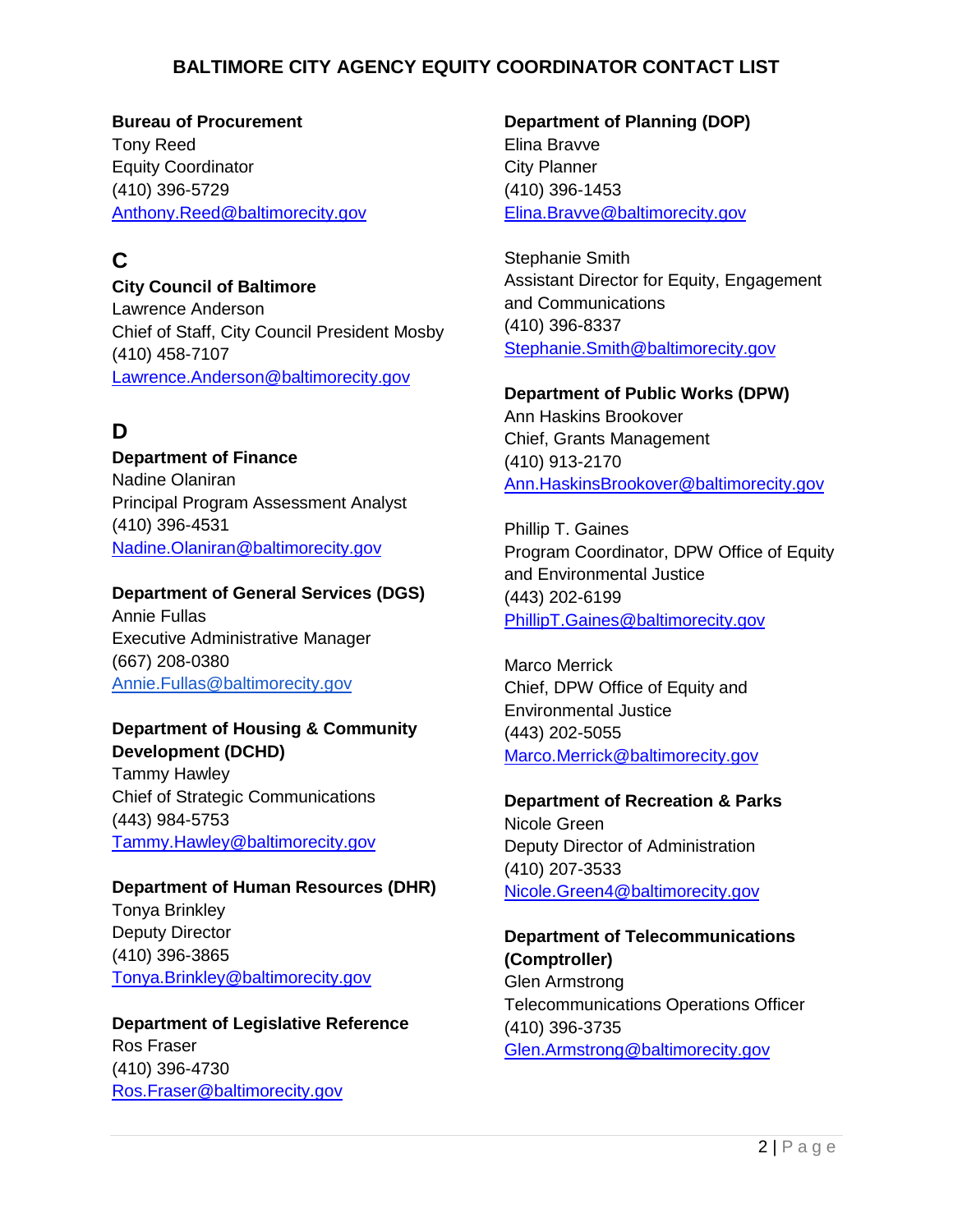# BALTIMORE CITY AGENCY EQUITY COORDINATOR CONTACT LIST

**Bureau of Procurement**
Tony Reed
Equity Coordinator
(410) 396-5729
Anthony.Reed@baltimorecity.gov

## C

**City Council of Baltimore**
Lawrence Anderson
Chief of Staff, City Council President Mosby
(410) 458-7107
Lawrence.Anderson@baltimorecity.gov

## D

**Department of Finance**
Nadine Olaniran
Principal Program Assessment Analyst
(410) 396-4531
Nadine.Olaniran@baltimorecity.gov

**Department of General Services (DGS)**
Annie Fullas
Executive Administrative Manager
(667) 208-0380
Annie.Fullas@baltimorecity.gov

**Department of Housing & Community Development (DCHD)**
Tammy Hawley
Chief of Strategic Communications
(443) 984-5753
Tammy.Hawley@baltimorecity.gov

**Department of Human Resources (DHR)**
Tonya Brinkley
Deputy Director
(410) 396-3865
Tonya.Brinkley@baltimorecity.gov

**Department of Legislative Reference**
Ros Fraser
(410) 396-4730
Ros.Fraser@baltimorecity.gov

**Department of Planning (DOP)**
Elina Bravve
City Planner
(410) 396-1453
Elina.Bravve@baltimorecity.gov

Stephanie Smith
Assistant Director for Equity, Engagement and Communications
(410) 396-8337
Stephanie.Smith@baltimorecity.gov

**Department of Public Works (DPW)**
Ann Haskins Brookover
Chief, Grants Management
(410) 913-2170
Ann.HaskinsBrookover@baltimorecity.gov

Phillip T. Gaines
Program Coordinator, DPW Office of Equity and Environmental Justice
(443) 202-6199
PhillipT.Gaines@baltimorecity.gov

Marco Merrick
Chief, DPW Office of Equity and Environmental Justice
(443) 202-5055
Marco.Merrick@baltimorecity.gov

**Department of Recreation & Parks**
Nicole Green
Deputy Director of Administration
(410) 207-3533
Nicole.Green4@baltimorecity.gov

**Department of Telecommunications (Comptroller)**
Glen Armstrong
Telecommunications Operations Officer
(410) 396-3735
Glen.Armstrong@baltimorecity.gov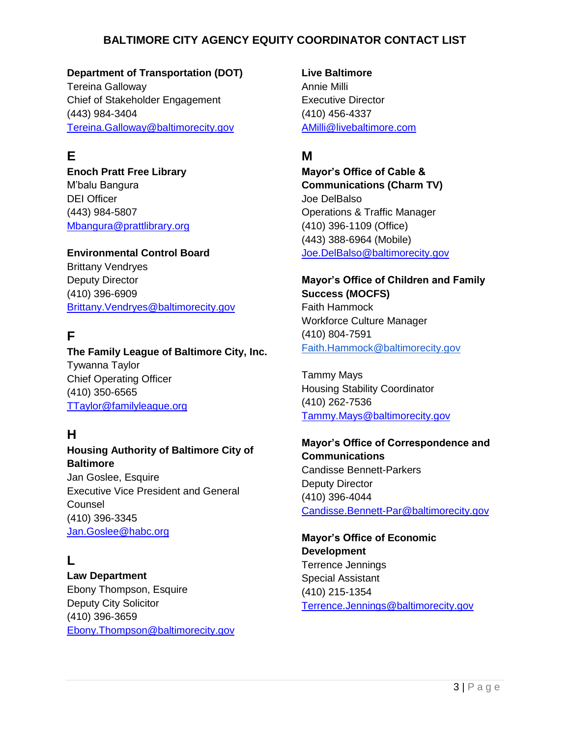# BALTIMORE CITY AGENCY EQUITY COORDINATOR CONTACT LIST

**Department of Transportation (DOT)**
Tereina Galloway
Chief of Stakeholder Engagement
(443) 984-3404
Tereina.Galloway@baltimorecity.gov

## E

**Enoch Pratt Free Library**
M'balu Bangura
DEI Officer
(443) 984-5807
Mbangura@prattlibrary.org

**Environmental Control Board**
Brittany Vendryes
Deputy Director
(410) 396-6909
Brittany.Vendryes@baltimorecity.gov

## F

**The Family League of Baltimore City, Inc.**
Tywanna Taylor
Chief Operating Officer
(410) 350-6565
TTaylor@familyleague.org

## H

**Housing Authority of Baltimore City of Baltimore**
Jan Goslee, Esquire
Executive Vice President and General Counsel
(410) 396-3345
Jan.Goslee@habc.org

## L

**Law Department**
Ebony Thompson, Esquire
Deputy City Solicitor
(410) 396-3659
Ebony.Thompson@baltimorecity.gov

**Live Baltimore**
Annie Milli
Executive Director
(410) 456-4337
AMilli@livebaltimore.com

## M

**Mayor's Office of Cable & Communications (Charm TV)**
Joe DelBalso
Operations & Traffic Manager
(410) 396-1109 (Office)
(443) 388-6964 (Mobile)
Joe.DelBalso@baltimorecity.gov

**Mayor's Office of Children and Family Success (MOCFS)**
Faith Hammock
Workforce Culture Manager
(410) 804-7591
Faith.Hammock@baltimorecity.gov

Tammy Mays
Housing Stability Coordinator
(410) 262-7536
Tammy.Mays@baltimorecity.gov

**Mayor's Office of Correspondence and Communications**
Candisse Bennett-Parkers
Deputy Director
(410) 396-4044
Candisse.Bennett-Par@baltimorecity.gov

**Mayor's Office of Economic Development**
Terrence Jennings
Special Assistant
(410) 215-1354
Terrence.Jennings@baltimorecity.gov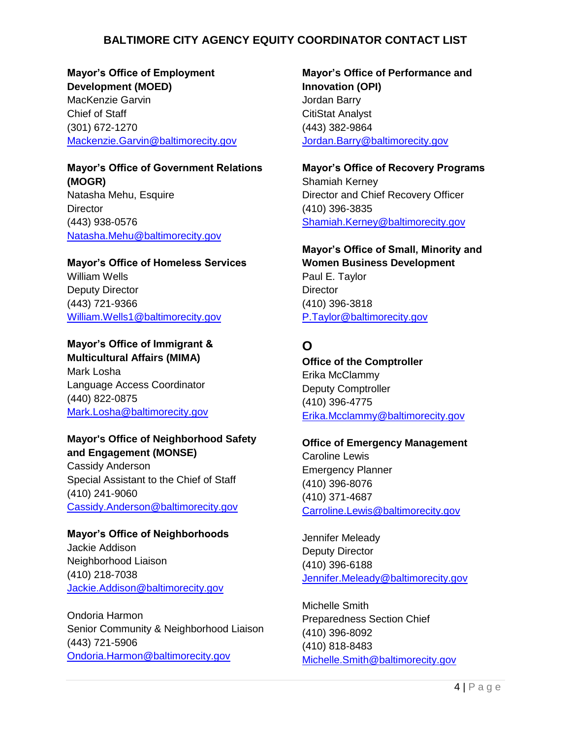## BALTIMORE CITY AGENCY EQUITY COORDINATOR CONTACT LIST

**Mayor's Office of Employment Development (MOED)**
MacKenzie Garvin
Chief of Staff
(301) 672-1270
Mackenzie.Garvin@baltimorecity.gov

**Mayor's Office of Government Relations (MOGR)**
Natasha Mehu, Esquire
Director
(443) 938-0576
Natasha.Mehu@baltimorecity.gov

**Mayor's Office of Homeless Services**
William Wells
Deputy Director
(443) 721-9366
William.Wells1@baltimorecity.gov

**Mayor's Office of Immigrant & Multicultural Affairs (MIMA)**
Mark Losha
Language Access Coordinator
(440) 822-0875
Mark.Losha@baltimorecity.gov

**Mayor's Office of Neighborhood Safety and Engagement (MONSE)**
Cassidy Anderson
Special Assistant to the Chief of Staff
(410) 241-9060
Cassidy.Anderson@baltimorecity.gov

**Mayor's Office of Neighborhoods**
Jackie Addison
Neighborhood Liaison
(410) 218-7038
Jackie.Addison@baltimorecity.gov

Ondoria Harmon
Senior Community & Neighborhood Liaison
(443) 721-5906
Ondoria.Harmon@baltimorecity.gov

**Mayor's Office of Performance and Innovation (OPI)**
Jordan Barry
CitiStat Analyst
(443) 382-9864
Jordan.Barry@baltimorecity.gov

**Mayor's Office of Recovery Programs**
Shamiah Kerney
Director and Chief Recovery Officer
(410) 396-3835
Shamiah.Kerney@baltimorecity.gov

**Mayor's Office of Small, Minority and Women Business Development**
Paul E. Taylor
Director
(410) 396-3818
P.Taylor@baltimorecity.gov

## O

**Office of the Comptroller**
Erika McClammy
Deputy Comptroller
(410) 396-4775
Erika.Mcclammy@baltimorecity.gov

**Office of Emergency Management**
Caroline Lewis
Emergency Planner
(410) 396-8076
(410) 371-4687
Carroline.Lewis@baltimorecity.gov

Jennifer Meleady
Deputy Director
(410) 396-6188
Jennifer.Meleady@baltimorecity.gov

Michelle Smith
Preparedness Section Chief
(410) 396-8092
(410) 818-8483
Michelle.Smith@baltimorecity.gov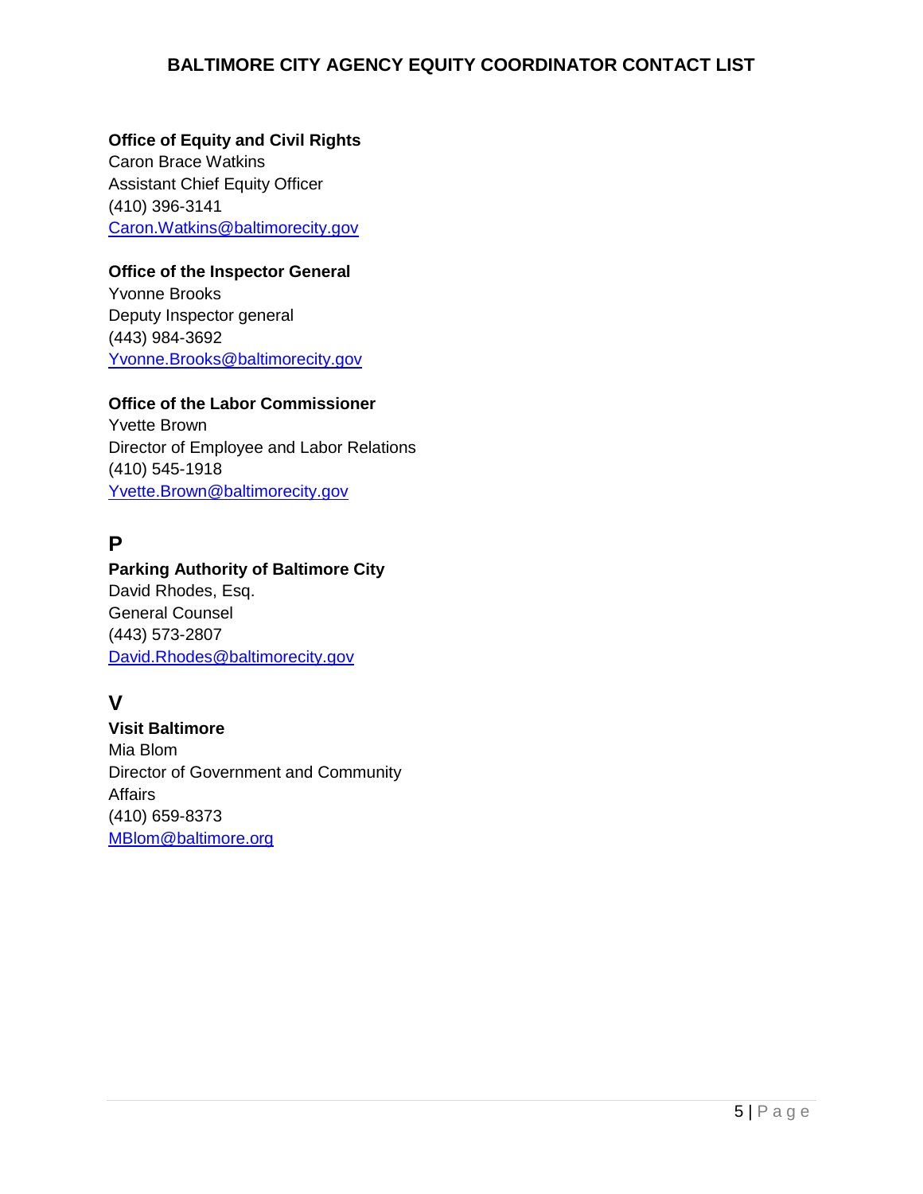# BALTIMORE CITY AGENCY EQUITY COORDINATOR CONTACT LIST

**Office of Equity and Civil Rights**
Caron Brace Watkins
Assistant Chief Equity Officer
(410) 396-3141
Caron.Watkins@baltimorecity.gov

**Office of the Inspector General**
Yvonne Brooks
Deputy Inspector general
(443) 984-3692
Yvonne.Brooks@baltimorecity.gov

**Office of the Labor Commissioner**
Yvette Brown
Director of Employee and Labor Relations
(410) 545-1918
Yvette.Brown@baltimorecity.gov

## P

**Parking Authority of Baltimore City**
David Rhodes, Esq.
General Counsel
(443) 573-2807
David.Rhodes@baltimorecity.gov

## V

**Visit Baltimore**
Mia Blom
Director of Government and Community Affairs
(410) 659-8373
MBlom@baltimore.org